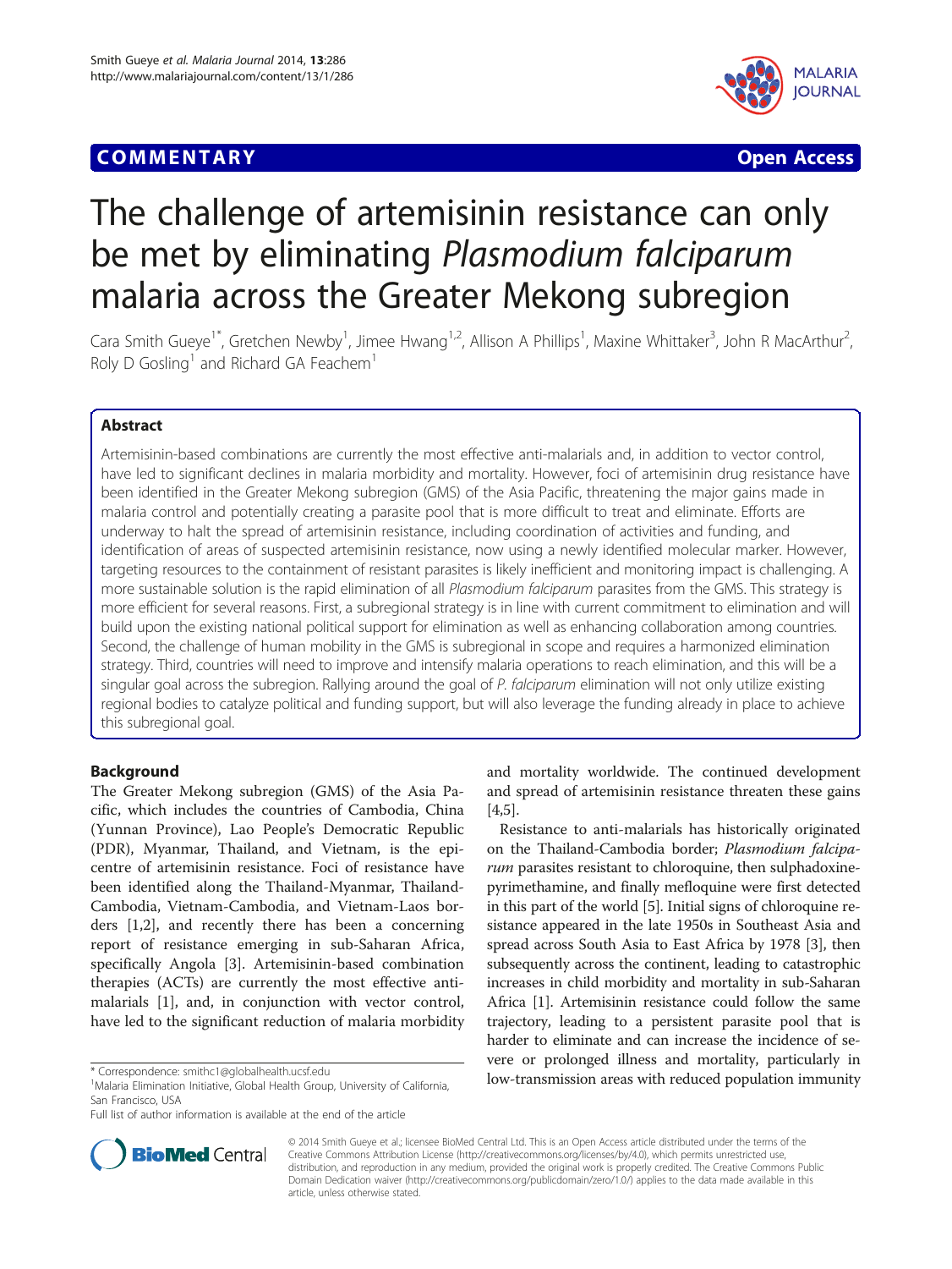COMMENTARY Open Access

# The challenge of artemisinin resistance can only be met by eliminating *Plasmodium falciparum* malaria across the Greater Mekong subregion

Cara Smith Gueye[1*], Gretchen Newby[1], Jimee Hwang[1,2], Allison A Phillips[1], Maxine Whittaker[3], John R MacArthur[2], Roly D Gosling[1] and Richard GA Feachem[1]

## Abstract

Artemisinin-based combinations are currently the most effective anti-malarials and, in addition to vector control, have led to significant declines in malaria morbidity and mortality. However, foci of artemisinin drug resistance have been identified in the Greater Mekong subregion (GMS) of the Asia Pacific, threatening the major gains made in malaria control and potentially creating a parasite pool that is more difficult to treat and eliminate. Efforts are underway to halt the spread of artemisinin resistance, including coordination of activities and funding, and identification of areas of suspected artemisinin resistance, now using a newly identified molecular marker. However, targeting resources to the containment of resistant parasites is likely inefficient and monitoring impact is challenging. A more sustainable solution is the rapid elimination of all *Plasmodium falciparum* parasites from the GMS. This strategy is more efficient for several reasons. First, a subregional strategy is in line with current commitment to elimination and will build upon the existing national political support for elimination as well as enhancing collaboration among countries. Second, the challenge of human mobility in the GMS is subregional in scope and requires a harmonized elimination strategy. Third, countries will need to improve and intensify malaria operations to reach elimination, and this will be a singular goal across the subregion. Rallying around the goal of *P. falciparum* elimination will not only utilize existing regional bodies to catalyze political and funding support, but will also leverage the funding already in place to achieve this subregional goal.

## Background

The Greater Mekong subregion (GMS) of the Asia Pacific, which includes the countries of Cambodia, China (Yunnan Province), Lao People's Democratic Republic (PDR), Myanmar, Thailand, and Vietnam, is the epicentre of artemisinin resistance. Foci of resistance have been identified along the Thailand-Myanmar, Thailand-Cambodia, Vietnam-Cambodia, and Vietnam-Laos borders [1,2], and recently there has been a concerning report of resistance emerging in sub-Saharan Africa, specifically Angola [3]. Artemisinin-based combination therapies (ACTs) are currently the most effective anti-malarials [1], and, in conjunction with vector control, have led to the significant reduction of malaria morbidity and mortality worldwide. The continued development and spread of artemisinin resistance threaten these gains [4,5].

Resistance to anti-malarials has historically originated on the Thailand-Cambodia border; *Plasmodium falciparum* parasites resistant to chloroquine, then sulphadoxine-pyrimethamine, and finally mefloquine were first detected in this part of the world [5]. Initial signs of chloroquine resistance appeared in the late 1950s in Southeast Asia and spread across South Asia to East Africa by 1978 [3], then subsequently across the continent, leading to catastrophic increases in child morbidity and mortality in sub-Saharan Africa [1]. Artemisinin resistance could follow the same trajectory, leading to a persistent parasite pool that is harder to eliminate and can increase the incidence of severe or prolonged illness and mortality, particularly in low-transmission areas with reduced population immunity

\* Correspondence: smithc1@globalhealth.ucsf.edu
[1]Malaria Elimination Initiative, Global Health Group, University of California, San Francisco, USA
Full list of author information is available at the end of the article

© 2014 Smith Gueye et al.; licensee BioMed Central Ltd. This is an Open Access article distributed under the terms of the Creative Commons Attribution License (http://creativecommons.org/licenses/by/4.0), which permits unrestricted use, distribution, and reproduction in any medium, provided the original work is properly credited. The Creative Commons Public Domain Dedication waiver (http://creativecommons.org/publicdomain/zero/1.0/) applies to the data made available in this article, unless otherwise stated.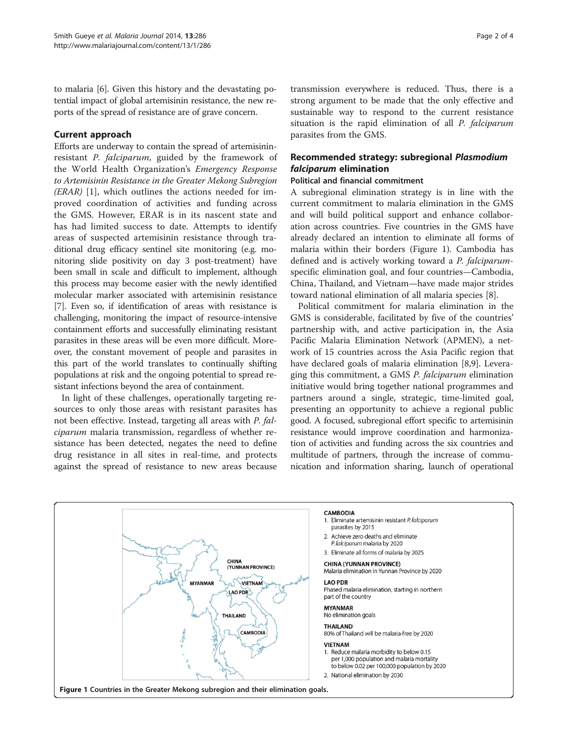to malaria [6]. Given this history and the devastating potential impact of global artemisinin resistance, the new reports of the spread of resistance are of grave concern.

## Current approach

Efforts are underway to contain the spread of artemisinin-resistant *P. falciparum*, guided by the framework of the World Health Organization's *Emergency Response to Artemisinin Resistance in the Greater Mekong Subregion (ERAR)* [1], which outlines the actions needed for improved coordination of activities and funding across the GMS. However, ERAR is in its nascent state and has had limited success to date. Attempts to identify areas of suspected artemisinin resistance through traditional drug efficacy sentinel site monitoring (e.g. monitoring slide positivity on day 3 post-treatment) have been small in scale and difficult to implement, although this process may become easier with the newly identified molecular marker associated with artemisinin resistance [7]. Even so, if identification of areas with resistance is challenging, monitoring the impact of resource-intensive containment efforts and successfully eliminating resistant parasites in these areas will be even more difficult. Moreover, the constant movement of people and parasites in this part of the world translates to continually shifting populations at risk and the ongoing potential to spread resistant infections beyond the area of containment.

In light of these challenges, operationally targeting resources to only those areas with resistant parasites has not been effective. Instead, targeting all areas with *P. falciparum* malaria transmission, regardless of whether resistance has been detected, negates the need to define drug resistance in all sites in real-time, and protects against the spread of resistance to new areas because transmission everywhere is reduced. Thus, there is a strong argument to be made that the only effective and sustainable way to respond to the current resistance situation is the rapid elimination of all *P. falciparum* parasites from the GMS.

## Recommended strategy: subregional *Plasmodium falciparum* elimination

### Political and financial commitment

A subregional elimination strategy is in line with the current commitment to malaria elimination in the GMS and will build political support and enhance collaboration across countries. Five countries in the GMS have already declared an intention to eliminate all forms of malaria within their borders (Figure 1). Cambodia has defined and is actively working toward a *P. falciparum*-specific elimination goal, and four countries—Cambodia, China, Thailand, and Vietnam—have made major strides toward national elimination of all malaria species [8].

Political commitment for malaria elimination in the GMS is considerable, facilitated by five of the countries' partnership with, and active participation in, the Asia Pacific Malaria Elimination Network (APMEN), a network of 15 countries across the Asia Pacific region that have declared goals of malaria elimination [8,9]. Leveraging this commitment, a GMS *P. falciparum* elimination initiative would bring together national programmes and partners around a single, strategic, time-limited goal, presenting an opportunity to achieve a regional public good. A focused, subregional effort specific to artemisinin resistance would improve coordination and harmonization of activities and funding across the six countries and multitude of partners, through the increase of communication and information sharing, launch of operational

**CAMBODIA**
1. Eliminate artemisinin resistant *P. falciparum* parasites by 2015
2. Achieve zero deaths and eliminate *P. falciparum* malaria by 2020
3. Eliminate all forms of malaria by 2025

**CHINA (YUNNAN PROVINCE)**
Malaria elimination in Yunnan Province by 2020

**LAO PDR**
Phased malaria elimination, starting in northern part of the country

**MYANMAR**
No elimination goals

**THAILAND**
80% of Thailand will be malaria-free by 2020

**VIETNAM**
1. Reduce malaria morbidity to below 0.15 per 1,000 population and malaria mortality to below 0.02 per 100,000 population by 2020
2. National elimination by 2030

**Figure 1** Countries in the Greater Mekong subregion and their elimination goals.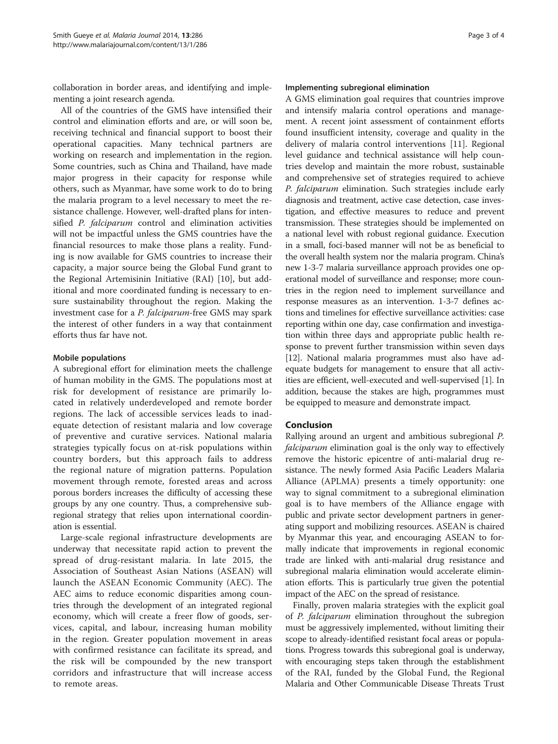collaboration in border areas, and identifying and implementing a joint research agenda.

All of the countries of the GMS have intensified their control and elimination efforts and are, or will soon be, receiving technical and financial support to boost their operational capacities. Many technical partners are working on research and implementation in the region. Some countries, such as China and Thailand, have made major progress in their capacity for response while others, such as Myanmar, have some work to do to bring the malaria program to a level necessary to meet the resistance challenge. However, well-drafted plans for intensified *P. falciparum* control and elimination activities will not be impactful unless the GMS countries have the financial resources to make those plans a reality. Funding is now available for GMS countries to increase their capacity, a major source being the Global Fund grant to the Regional Artemisinin Initiative (RAI) [10], but additional and more coordinated funding is necessary to ensure sustainability throughout the region. Making the investment case for a *P. falciparum*-free GMS may spark the interest of other funders in a way that containment efforts thus far have not.

### Mobile populations

A subregional effort for elimination meets the challenge of human mobility in the GMS. The populations most at risk for development of resistance are primarily located in relatively underdeveloped and remote border regions. The lack of accessible services leads to inadequate detection of resistant malaria and low coverage of preventive and curative services. National malaria strategies typically focus on at-risk populations within country borders, but this approach fails to address the regional nature of migration patterns. Population movement through remote, forested areas and across porous borders increases the difficulty of accessing these groups by any one country. Thus, a comprehensive subregional strategy that relies upon international coordination is essential.

Large-scale regional infrastructure developments are underway that necessitate rapid action to prevent the spread of drug-resistant malaria. In late 2015, the Association of Southeast Asian Nations (ASEAN) will launch the ASEAN Economic Community (AEC). The AEC aims to reduce economic disparities among countries through the development of an integrated regional economy, which will create a freer flow of goods, services, capital, and labour, increasing human mobility in the region. Greater population movement in areas with confirmed resistance can facilitate its spread, and the risk will be compounded by the new transport corridors and infrastructure that will increase access to remote areas.

### Implementing subregional elimination

A GMS elimination goal requires that countries improve and intensify malaria control operations and management. A recent joint assessment of containment efforts found insufficient intensity, coverage and quality in the delivery of malaria control interventions [11]. Regional level guidance and technical assistance will help countries develop and maintain the more robust, sustainable and comprehensive set of strategies required to achieve *P. falciparum* elimination. Such strategies include early diagnosis and treatment, active case detection, case investigation, and effective measures to reduce and prevent transmission. These strategies should be implemented on a national level with robust regional guidance. Execution in a small, foci-based manner will not be as beneficial to the overall health system nor the malaria program. China's new 1-3-7 malaria surveillance approach provides one operational model of surveillance and response; more countries in the region need to implement surveillance and response measures as an intervention. 1-3-7 defines actions and timelines for effective surveillance activities: case reporting within one day, case confirmation and investigation within three days and appropriate public health response to prevent further transmission within seven days [12]. National malaria programmes must also have adequate budgets for management to ensure that all activities are efficient, well-executed and well-supervised [1]. In addition, because the stakes are high, programmes must be equipped to measure and demonstrate impact.

## Conclusion

Rallying around an urgent and ambitious subregional *P. falciparum* elimination goal is the only way to effectively remove the historic epicentre of anti-malarial drug resistance. The newly formed Asia Pacific Leaders Malaria Alliance (APLMA) presents a timely opportunity: one way to signal commitment to a subregional elimination goal is to have members of the Alliance engage with public and private sector development partners in generating support and mobilizing resources. ASEAN is chaired by Myanmar this year, and encouraging ASEAN to formally indicate that improvements in regional economic trade are linked with anti-malarial drug resistance and subregional malaria elimination would accelerate elimination efforts. This is particularly true given the potential impact of the AEC on the spread of resistance.

Finally, proven malaria strategies with the explicit goal of *P. falciparum* elimination throughout the subregion must be aggressively implemented, without limiting their scope to already-identified resistant focal areas or populations. Progress towards this subregional goal is underway, with encouraging steps taken through the establishment of the RAI, funded by the Global Fund, the Regional Malaria and Other Communicable Disease Threats Trust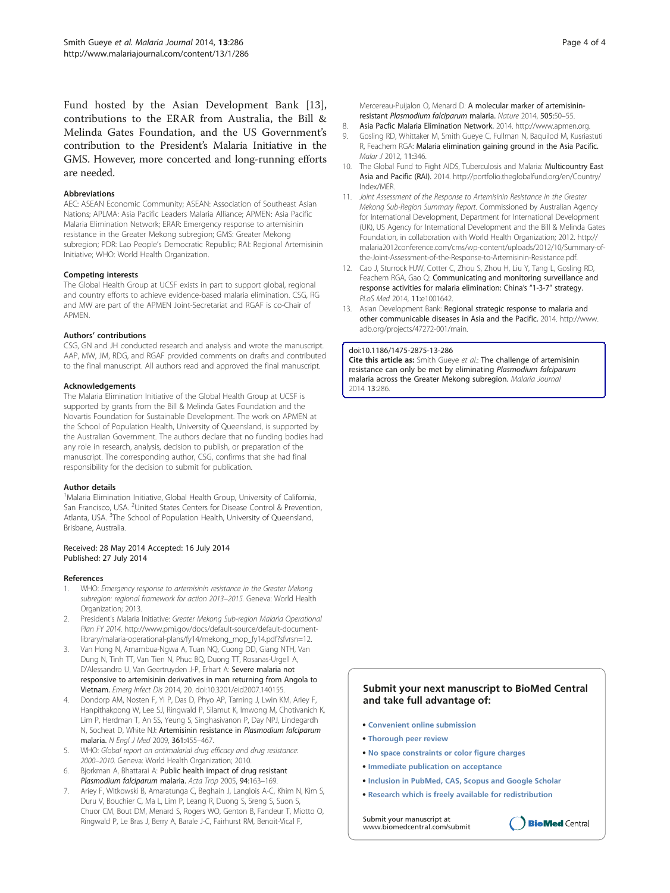Fund hosted by the Asian Development Bank [13], contributions to the ERAR from Australia, the Bill & Melinda Gates Foundation, and the US Government's contribution to the President's Malaria Initiative in the GMS. However, more concerted and long-running efforts are needed.

### Abbreviations

AEC: ASEAN Economic Community; ASEAN: Association of Southeast Asian Nations; APLMA: Asia Pacific Leaders Malaria Alliance; APMEN: Asia Pacific Malaria Elimination Network; ERAR: Emergency response to artemisinin resistance in the Greater Mekong subregion; GMS: Greater Mekong subregion; PDR: Lao People's Democratic Republic; RAI: Regional Artemisinin Initiative; WHO: World Health Organization.

### Competing interests

The Global Health Group at UCSF exists in part to support global, regional and country efforts to achieve evidence-based malaria elimination. CSG, RG and MW are part of the APMEN Joint-Secretariat and RGAF is Co-Chair of APMEN.

### Authors' contributions

CSG, GN and JH conducted research and analysis and wrote the manuscript. AAP, MW, JM, RDG, and RGAF provided comments on drafts and contributed to the final manuscript. All authors read and approved the final manuscript.

### Acknowledgements

The Malaria Elimination Initiative of the Global Health Group at UCSF is supported by grants from the Bill & Melinda Gates Foundation and the Novartis Foundation for Sustainable Development. The work on APMEN at the School of Population Health, University of Queensland, is supported by the Australian Government. The authors declare that no funding bodies had any role in research, analysis, decision to publish, or preparation of the manuscript. The corresponding author, CSG, confirms that she had final responsibility for the decision to submit for publication.

### Author details

[1]Malaria Elimination Initiative, Global Health Group, University of California, San Francisco, USA. [2]United States Centers for Disease Control & Prevention, Atlanta, USA. [3]The School of Population Health, University of Queensland, Brisbane, Australia.

Received: 28 May 2014 Accepted: 16 July 2014
Published: 27 July 2014

### References

1. WHO: *Emergency response to artemisinin resistance in the Greater Mekong subregion: regional framework for action 2013–2015.* Geneva: World Health Organization; 2013.
2. President's Malaria Initiative: *Greater Mekong Sub-region Malaria Operational Plan FY 2014.* http://www.pmi.gov/docs/default-source/default-document-library/malaria-operational-plans/fy14/mekong_mop_fy14.pdf?sfvrsn=12.
3. Van Hong N, Amambua-Ngwa A, Tuan NQ, Cuong DD, Giang NTH, Van Dung N, Tinh TT, Van Tien N, Phuc BQ, Duong TT, Rosanas-Urgell A, D'Alessandro U, Van Geertruyden J-P, Erhart A: **Severe malaria not responsive to artemisinin derivatives in man returning from Angola to Vietnam.** *Emerg Infect Dis* 2014, 20. doi:10.3201/eid2007.140155.
4. Dondorp AM, Nosten F, Yi P, Das D, Phyo AP, Tarning J, Lwin KM, Ariey F, Hanpithakpong W, Lee SJ, Ringwald P, Silamut K, Imwong M, Chotivanich K, Lim P, Herdman T, An SS, Yeung S, Singhasivanon P, Day NPJ, Lindegardh N, Socheat D, White NJ: **Artemisinin resistance in *Plasmodium falciparum* malaria.** *N Engl J Med* 2009, **361:**455–467.
5. WHO: *Global report on antimalarial drug efficacy and drug resistance: 2000–2010.* Geneva: World Health Organization; 2010.
6. Bjorkman A, Bhattarai A: **Public health impact of drug resistant *Plasmodium falciparum* malaria.** *Acta Trop* 2005, **94:**163–169.
7. Ariey F, Witkowski B, Amaratunga C, Beghain J, Langlois A-C, Khim N, Kim S, Duru V, Bouchier C, Ma L, Lim P, Leang R, Duong S, Sreng S, Suon S, Chuor CM, Bout DM, Menard S, Rogers WO, Genton B, Fandeur T, Miotto O, Ringwald P, Le Bras J, Berry A, Barale J-C, Fairhurst RM, Benoit-Vical F, Mercereau-Puijalon O, Menard D: **A molecular marker of artemisinin-resistant *Plasmodium falciparum* malaria.** *Nature* 2014, **505:**50–55.
8. **Asia Pacfic Malaria Elimination Network.** 2014. http://www.apmen.org.
9. Gosling RD, Whittaker M, Smith Gueye C, Fullman N, Baquilod M, Kusriastuti R, Feachem RGA: **Malaria elimination gaining ground in the Asia Pacific.** *Malar J* 2012, **11:**346.
10. The Global Fund to Fight AIDS, Tuberculosis and Malaria: **Multicountry East Asia and Pacific (RAI).** 2014. http://portfolio.theglobalfund.org/en/Country/Index/MER.
11. *Joint Assessment of the Response to Artemisinin Resistance in the Greater Mekong Sub-Region Summary Report.* Commissioned by Australian Agency for International Development, Department for International Development (UK), US Agency for International Development and the Bill & Melinda Gates Foundation, in collaboration with World Health Organization; 2012. http://malaria2012conference.com/cms/wp-content/uploads/2012/10/Summary-of-the-Joint-Assessment-of-the-Response-to-Artemisinin-Resistance.pdf.
12. Cao J, Sturrock HJW, Cotter C, Zhou S, Zhou H, Liu Y, Tang L, Gosling RD, Feachem RGA, Gao Q: **Communicating and monitoring surveillance and response activities for malaria elimination: China's "1-3-7" strategy.** *PLoS Med* 2014, **11:**e1001642.
13. Asian Development Bank: **Regional strategic response to malaria and other communicable diseases in Asia and the Pacific.** 2014. http://www.adb.org/projects/47272-001/main.

doi:10.1186/1475-2875-13-286
**Cite this article as:** Smith Gueye *et al.*: The challenge of artemisinin resistance can only be met by eliminating *Plasmodium falciparum* malaria across the Greater Mekong subregion. *Malaria Journal* 2014 **13**:286.

**Submit your next manuscript to BioMed Central and take full advantage of:**

- Convenient online submission
- Thorough peer review
- No space constraints or color figure charges
- Immediate publication on acceptance
- Inclusion in PubMed, CAS, Scopus and Google Scholar
- Research which is freely available for redistribution

Submit your manuscript at www.biomedcentral.com/submit

BioMed Central